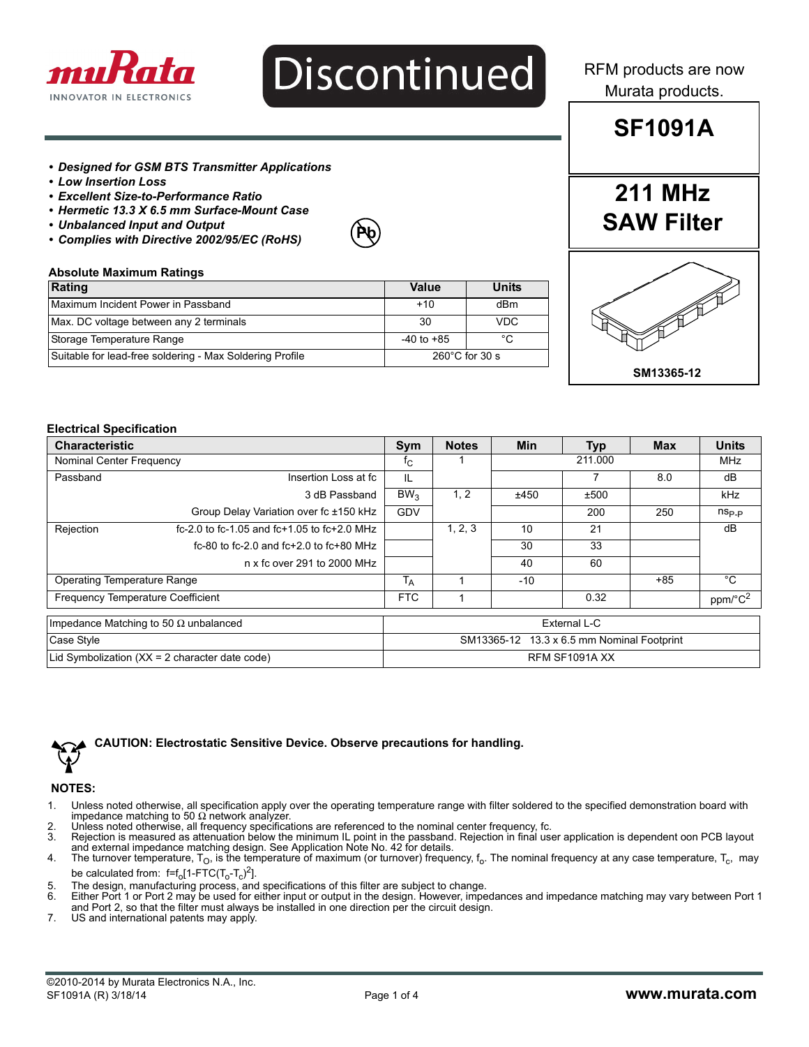Discontinued

RFM products are now Murata products.

# SF1091A

## 211 MHz SAW Filter

SM13365-12

- ***Designed for GSM BTS Transmitter Applications***
- ***Low Insertion Loss***
- ***Excellent Size-to-Performance Ratio***
- ***Hermetic 13.3 X 6.5 mm Surface-Mount Case***
- ***Unbalanced Input and Output***
- ***Complies with Directive 2002/95/EC (RoHS)***

### Absolute Maximum Ratings

| Rating | Value | Units |
|---|---|---|
| Maximum Incident Power in Passband | +10 | dBm |
| Max. DC voltage between any 2 terminals | 30 | VDC |
| Storage Temperature Range | -40 to +85 | °C |
| Suitable for lead-free soldering - Max Soldering Profile | 260°C for 30 s | |

### Electrical Specification

| Characteristic | | Sym | Notes | Min | Typ | Max | Units |
|---|---|---|---|---|---|---|---|
| Nominal Center Frequency | | $f_C$ | 1 | | 211.000 | | MHz |
| Passband | Insertion Loss at fc | IL | 1, 2 | | 7 | 8.0 | dB |
| | 3 dB Passband | $BW_3$ | | ±450 | ±500 | | kHz |
| | Group Delay Variation over fc ±150 kHz | GDV | | | 200 | 250 | $ns_{P-P}$ |
| Rejection | fc-2.0 to fc-1.05 and fc+1.05 to fc+2.0 MHz | | 1, 2, 3 | 10 | 21 | | dB |
| | fc-80 to fc-2.0 and fc+2.0 to fc+80 MHz | | | 30 | 33 | | |
| | n x fc over 291 to 2000 MHz | | | 40 | 60 | | |
| Operating Temperature Range | | $T_A$ | 1 | -10 | | +85 | °C |
| Frequency Temperature Coefficient | | FTC | 1 | | 0.32 | | ppm/°C$^2$ |

| | |
|---|---|
| Impedance Matching to 50 Ω unbalanced | External L-C |
| Case Style | SM13365-12 13.3 x 6.5 mm Nominal Footprint |
| Lid Symbolization (XX = 2 character date code) | RFM SF1091A XX |

**CAUTION: Electrostatic Sensitive Device. Observe precautions for handling.**

**NOTES:**

1. Unless noted otherwise, all specification apply over the operating temperature range with filter soldered to the specified demonstration board with impedance matching to 50 Ω network analyzer.
2. Unless noted otherwise, all frequency specifications are referenced to the nominal center frequency, fc.
3. Rejection is measured as attenuation below the minimum IL point in the passband. Rejection in final user application is dependent oon PCB layout and external impedance matching design. See Application Note No. 42 for details.
4. The turnover temperature, $T_O$, is the temperature of maximum (or turnover) frequency, $f_o$. The nominal frequency at any case temperature, $T_c$, may be calculated from: $f=f_o[1-FTC(T_o-T_c)^2]$.
5. The design, manufacturing process, and specifications of this filter are subject to change.
6. Either Port 1 or Port 2 may be used for either input or output in the design. However, impedances and impedance matching may vary between Port 1 and Port 2, so that the filter must always be installed in one direction per the circuit design.
7. US and international patents may apply.

©2010-2014 by Murata Electronics N.A., Inc.
SF1091A (R) 3/18/14

www.murata.com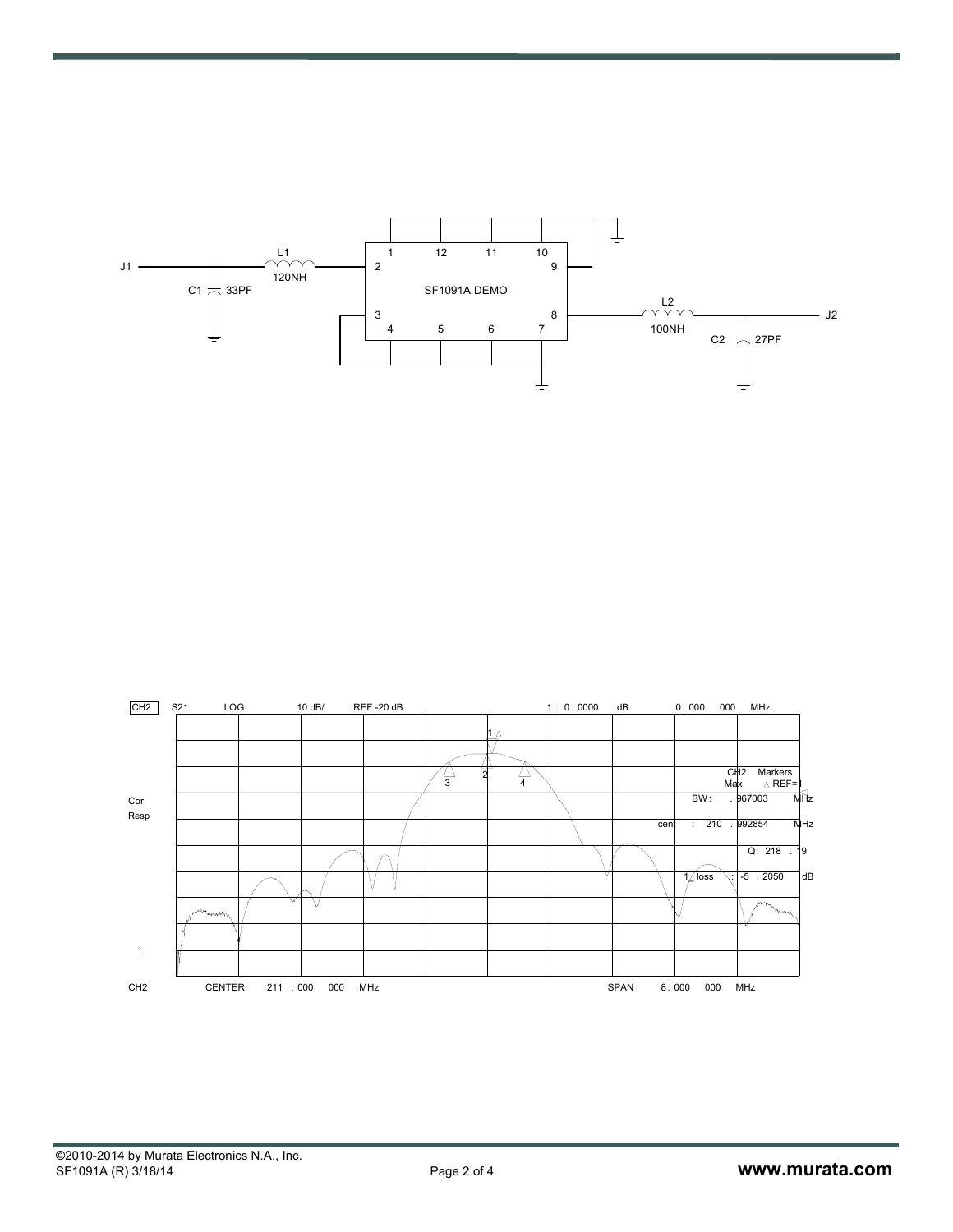J1 — C1 33PF — L1 120NH — SF1091A DEMO — L2 100NH — C2 27PF — J2

SF1091A DEMO pins: 1, 2, 3, 4, 5, 6, 7, 8, 9, 10, 11, 12

CH2 S21 LOG 10 dB/ REF -20 dB 1 : 0 . 0000 dB 0 . 000 000 MHz

Cor
Resp

CH2 Markers
Max △ REF=1

BW: . 967003 MHz

cent : 210 . 992854 MHz

Q: 218 . 19

1_loss : -5 . 2050 dB

CH2 CENTER 211 . 000 000 MHz SPAN 8 . 000 000 MHz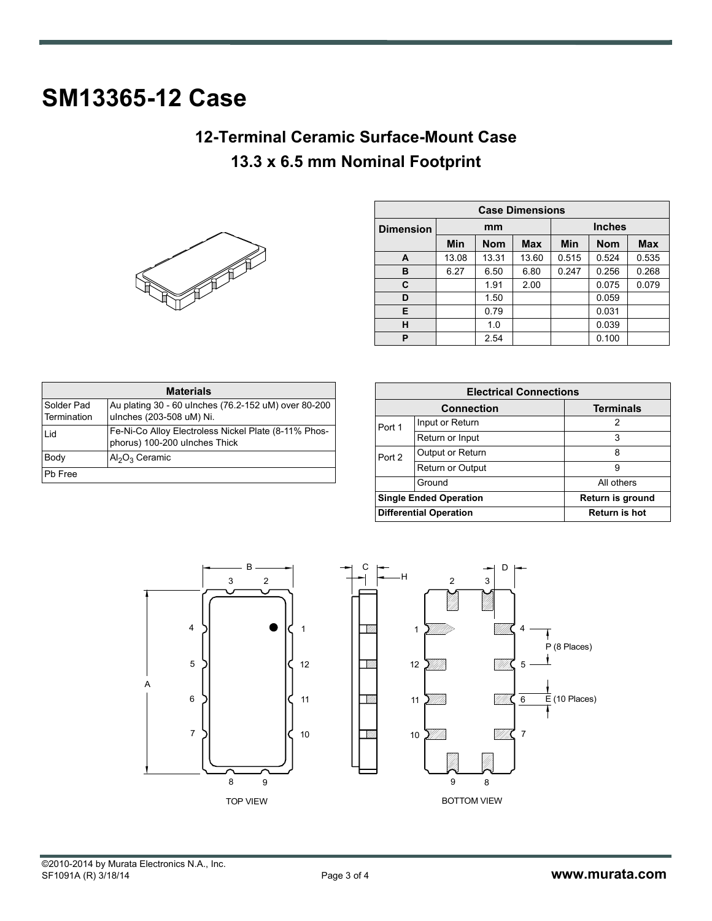# SM13365-12 Case

## 12-Terminal Ceramic Surface-Mount Case

## 13.3 x 6.5 mm Nominal Footprint

| Case Dimensions | | | | | | |
|---|---|---|---|---|---|---|
| Dimension | mm | | | Inches | | |
| | Min | Nom | Max | Min | Nom | Max |
| A | 13.08 | 13.31 | 13.60 | 0.515 | 0.524 | 0.535 |
| B | 6.27 | 6.50 | 6.80 | 0.247 | 0.256 | 0.268 |
| C | | 1.91 | 2.00 | | 0.075 | 0.079 |
| D | | 1.50 | | | 0.059 | |
| E | | 0.79 | | | 0.031 | |
| H | | 1.0 | | | 0.039 | |
| P | | 2.54 | | | 0.100 | |

| Materials | |
|---|---|
| Solder Pad Termination | Au plating 30 - 60 uInches (76.2-152 uM) over 80-200 uInches (203-508 uM) Ni. |
| Lid | Fe-Ni-Co Alloy Electroless Nickel Plate (8-11% Phosphorus) 100-200 uInches Thick |
| Body | $Al_2O_3$ Ceramic |
| Pb Free | |

| Electrical Connections | | |
|---|---|---|
| Connection | | Terminals |
| Port 1 | Input or Return | 2 |
| | Return or Input | 3 |
| Port 2 | Output or Return | 8 |
| | Return or Output | 9 |
| | Ground | All others |
| Single Ended Operation | | Return is ground |
| Differential Operation | | Return is hot |

TOP VIEW

BOTTOM VIEW

P (8 Places)

E (10 Places)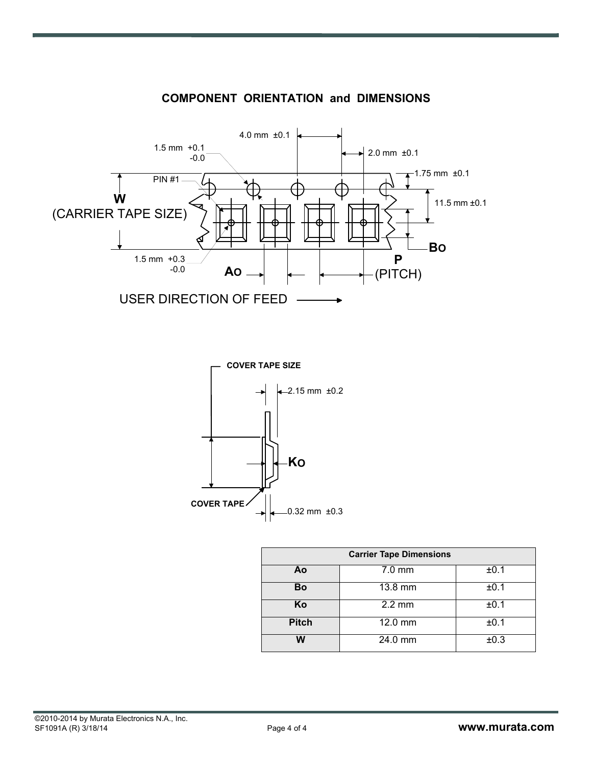## COMPONENT ORIENTATION and DIMENSIONS

4.0 mm ±0.1

1.5 mm +0.1 -0.0

2.0 mm ±0.1

1.75 mm ±0.1

PIN #1

W (CARRIER TAPE SIZE)

11.5 mm ±0.1

Bo

1.5 mm +0.3 -0.0

Ao

P (PITCH)

USER DIRECTION OF FEED →

COVER TAPE SIZE

2.15 mm ±0.2

Ko

COVER TAPE

0.32 mm ±0.3

| Carrier Tape Dimensions | | |
|---|---|---|
| **Ao** | 7.0 mm | ±0.1 |
| **Bo** | 13.8 mm | ±0.1 |
| **Ko** | 2.2 mm | ±0.1 |
| **Pitch** | 12.0 mm | ±0.1 |
| **W** | 24.0 mm | ±0.3 |

©2010-2014 by Murata Electronics N.A., Inc.
SF1091A (R) 3/18/14

**www.murata.com**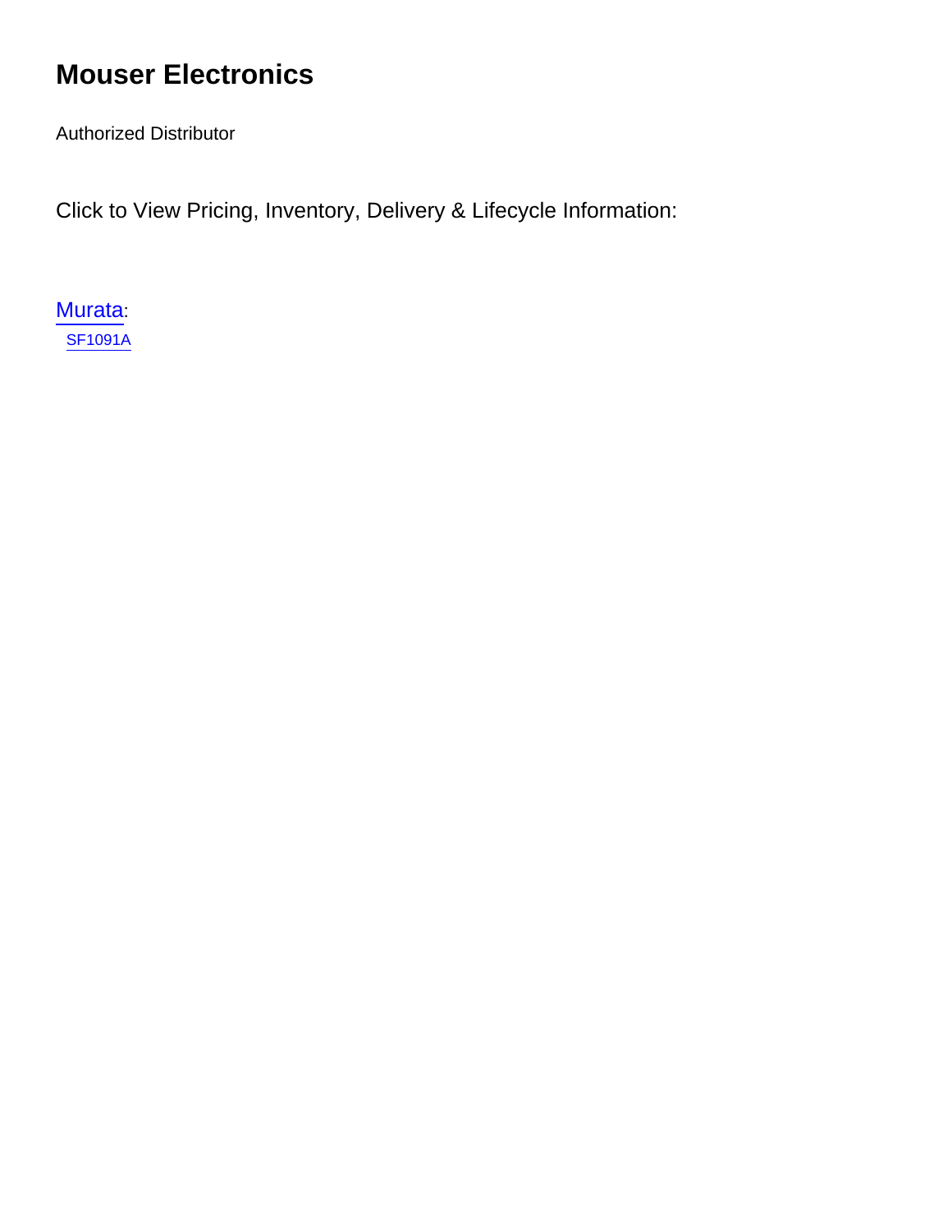# Mouser Electronics

Authorized Distributor

Click to View Pricing, Inventory, Delivery & Lifecycle Information:

Murata:

SF1091A